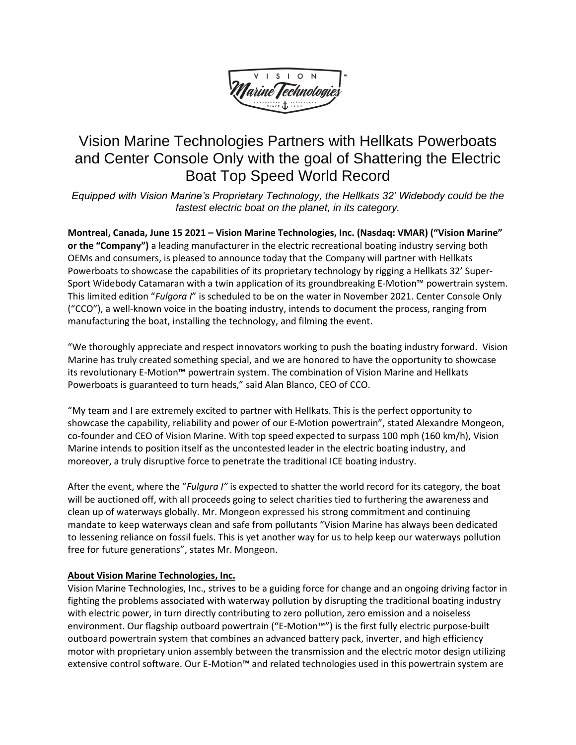# Vision Marine Technologies Partners with Hellkats Powerboats and Center Console Only with the goal of Shattering the Electric Boat Top Speed World Record

*Equipped with Vision Marine's Proprietary Technology, the Hellkats 32' Widebody could be the fastest electric boat on the planet, in its category.*

**Montreal, Canada, June 15 2021 – Vision Marine Technologies, Inc. (Nasdaq: VMAR) ("Vision Marine" or the "Company")** a leading manufacturer in the electric recreational boating industry serving both OEMs and consumers, is pleased to announce today that the Company will partner with Hellkats Powerboats to showcase the capabilities of its proprietary technology by rigging a Hellkats 32' Super-Sport Widebody Catamaran with a twin application of its groundbreaking E-Motion™ powertrain system. This limited edition "*Fulgora I*" is scheduled to be on the water in November 2021. Center Console Only ("CCO"), a well-known voice in the boating industry, intends to document the process, ranging from manufacturing the boat, installing the technology, and filming the event.

"We thoroughly appreciate and respect innovators working to push the boating industry forward. Vision Marine has truly created something special, and we are honored to have the opportunity to showcase its revolutionary E-Motion™ powertrain system. The combination of Vision Marine and Hellkats Powerboats is guaranteed to turn heads," said Alan Blanco, CEO of CCO.

"My team and I are extremely excited to partner with Hellkats. This is the perfect opportunity to showcase the capability, reliability and power of our E-Motion powertrain", stated Alexandre Mongeon, co-founder and CEO of Vision Marine. With top speed expected to surpass 100 mph (160 km/h), Vision Marine intends to position itself as the uncontested leader in the electric boating industry, and moreover, a truly disruptive force to penetrate the traditional ICE boating industry.

After the event, where the "*Fulgura I"* is expected to shatter the world record for its category, the boat will be auctioned off, with all proceeds going to select charities tied to furthering the awareness and clean up of waterways globally. Mr. Mongeon expressed his strong commitment and continuing mandate to keep waterways clean and safe from pollutants "Vision Marine has always been dedicated to lessening reliance on fossil fuels. This is yet another way for us to help keep our waterways pollution free for future generations", states Mr. Mongeon.

**About Vision Marine Technologies, Inc.**

Vision Marine Technologies, Inc., strives to be a guiding force for change and an ongoing driving factor in fighting the problems associated with waterway pollution by disrupting the traditional boating industry with electric power, in turn directly contributing to zero pollution, zero emission and a noiseless environment. Our flagship outboard powertrain ("E-Motion™") is the first fully electric purpose-built outboard powertrain system that combines an advanced battery pack, inverter, and high efficiency motor with proprietary union assembly between the transmission and the electric motor design utilizing extensive control software. Our E-Motion™ and related technologies used in this powertrain system are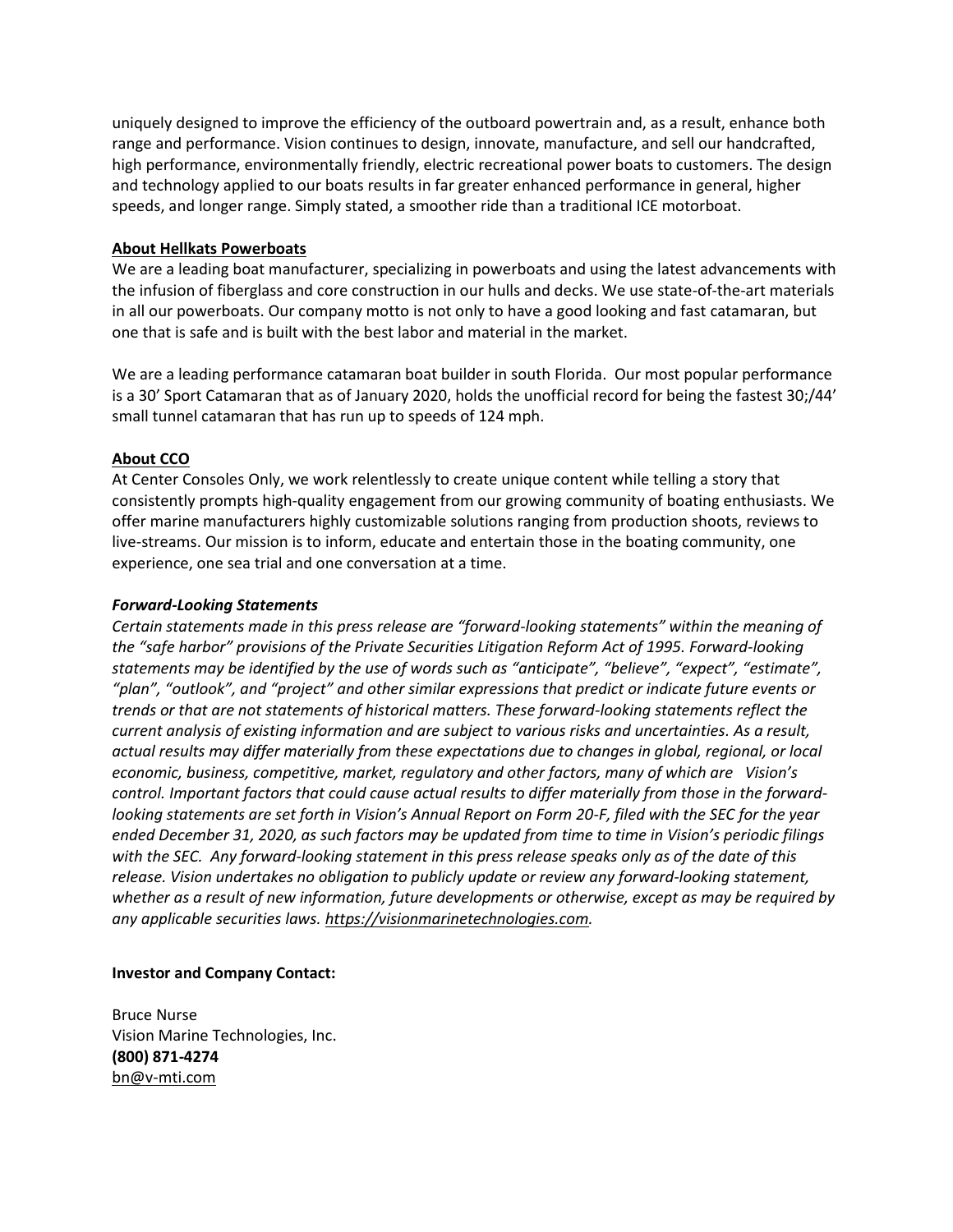uniquely designed to improve the efficiency of the outboard powertrain and, as a result, enhance both range and performance. Vision continues to design, innovate, manufacture, and sell our handcrafted, high performance, environmentally friendly, electric recreational power boats to customers. The design and technology applied to our boats results in far greater enhanced performance in general, higher speeds, and longer range. Simply stated, a smoother ride than a traditional ICE motorboat.

**About Hellkats Powerboats**

We are a leading boat manufacturer, specializing in powerboats and using the latest advancements with the infusion of fiberglass and core construction in our hulls and decks. We use state-of-the-art materials in all our powerboats. Our company motto is not only to have a good looking and fast catamaran, but one that is safe and is built with the best labor and material in the market.

We are a leading performance catamaran boat builder in south Florida. Our most popular performance is a 30' Sport Catamaran that as of January 2020, holds the unofficial record for being the fastest 30;/44' small tunnel catamaran that has run up to speeds of 124 mph.

**About CCO**

At Center Consoles Only, we work relentlessly to create unique content while telling a story that consistently prompts high-quality engagement from our growing community of boating enthusiasts. We offer marine manufacturers highly customizable solutions ranging from production shoots, reviews to live-streams. Our mission is to inform, educate and entertain those in the boating community, one experience, one sea trial and one conversation at a time.

***Forward-Looking Statements***

*Certain statements made in this press release are "forward-looking statements" within the meaning of the "safe harbor" provisions of the Private Securities Litigation Reform Act of 1995. Forward-looking statements may be identified by the use of words such as "anticipate", "believe", "expect", "estimate", "plan", "outlook", and "project" and other similar expressions that predict or indicate future events or trends or that are not statements of historical matters. These forward-looking statements reflect the current analysis of existing information and are subject to various risks and uncertainties. As a result, actual results may differ materially from these expectations due to changes in global, regional, or local economic, business, competitive, market, regulatory and other factors, many of which are Vision's control. Important factors that could cause actual results to differ materially from those in the forward-looking statements are set forth in Vision's Annual Report on Form 20-F, filed with the SEC for the year ended December 31, 2020, as such factors may be updated from time to time in Vision's periodic filings with the SEC. Any forward-looking statement in this press release speaks only as of the date of this release. Vision undertakes no obligation to publicly update or review any forward-looking statement, whether as a result of new information, future developments or otherwise, except as may be required by any applicable securities laws. https://visionmarinetechnologies.com.*

**Investor and Company Contact:**

Bruce Nurse
Vision Marine Technologies, Inc.
**(800) 871-4274**
bn@v-mti.com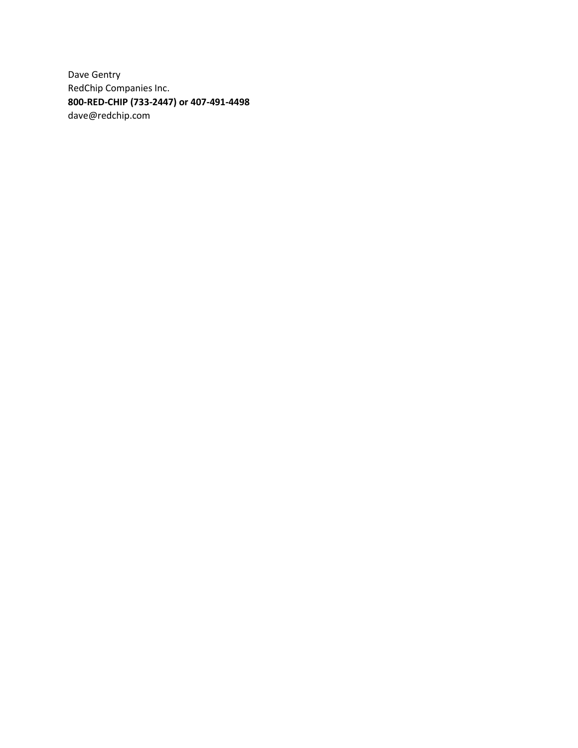Dave Gentry
RedChip Companies Inc.
**800-RED-CHIP (733-2447) or 407-491-4498**
dave@redchip.com